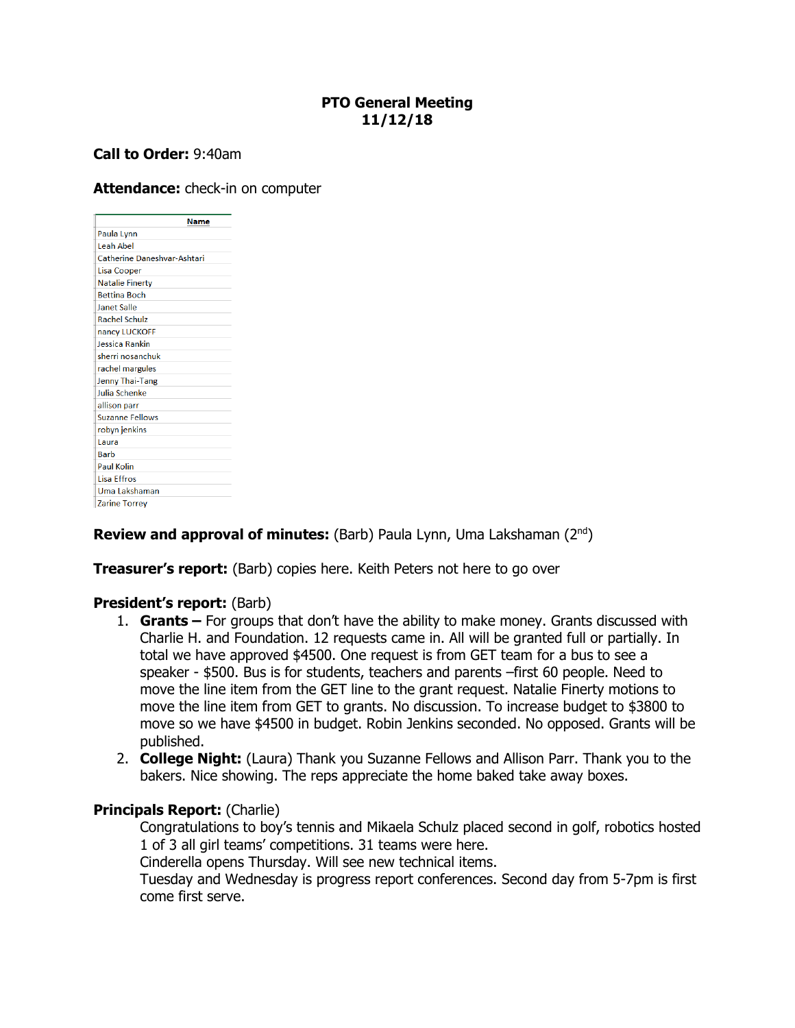# PTO General Meeting
## 11/12/18

**Call to Order:** 9:40am

**Attendance:** check-in on computer

| Name |
|---|
| Paula Lynn |
| Leah Abel |
| Catherine Daneshvar-Ashtari |
| Lisa Cooper |
| Natalie Finerty |
| Bettina Boch |
| Janet Salle |
| Rachel Schulz |
| nancy LUCKOFF |
| Jessica Rankin |
| sherri nosanchuk |
| rachel margules |
| Jenny Thai-Tang |
| Julia Schenke |
| allison parr |
| Suzanne Fellows |
| robyn jenkins |
| Laura |
| Barb |
| Paul Kolin |
| Lisa Effros |
| Uma Lakshaman |
| Zarine Torrey |

**Review and approval of minutes:** (Barb) Paula Lynn, Uma Lakshaman (2nd)

**Treasurer's report:** (Barb) copies here. Keith Peters not here to go over

**President's report:** (Barb)

1. **Grants –** For groups that don't have the ability to make money. Grants discussed with Charlie H. and Foundation. 12 requests came in. All will be granted full or partially. In total we have approved $4500. One request is from GET team for a bus to see a speaker - $500. Bus is for students, teachers and parents –first 60 people. Need to move the line item from the GET line to the grant request. Natalie Finerty motions to move the line item from GET to grants. No discussion. To increase budget to $3800 to move so we have $4500 in budget. Robin Jenkins seconded. No opposed. Grants will be published.
2. **College Night:** (Laura) Thank you Suzanne Fellows and Allison Parr. Thank you to the bakers. Nice showing. The reps appreciate the home baked take away boxes.

**Principals Report:** (Charlie)

Congratulations to boy's tennis and Mikaela Schulz placed second in golf, robotics hosted 1 of 3 all girl teams' competitions. 31 teams were here.

Cinderella opens Thursday. Will see new technical items.

Tuesday and Wednesday is progress report conferences. Second day from 5-7pm is first come first serve.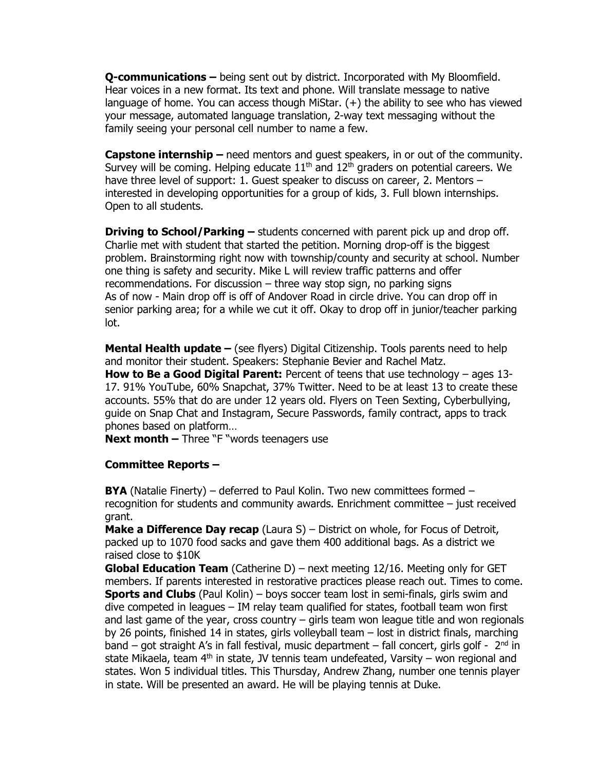**Q-communications –** being sent out by district. Incorporated with My Bloomfield. Hear voices in a new format. Its text and phone. Will translate message to native language of home. You can access though MiStar. (+) the ability to see who has viewed your message, automated language translation, 2-way text messaging without the family seeing your personal cell number to name a few.

**Capstone internship –** need mentors and guest speakers, in or out of the community. Survey will be coming. Helping educate 11th and 12th graders on potential careers. We have three level of support: 1. Guest speaker to discuss on career, 2. Mentors – interested in developing opportunities for a group of kids, 3. Full blown internships. Open to all students.

**Driving to School/Parking –** students concerned with parent pick up and drop off. Charlie met with student that started the petition. Morning drop-off is the biggest problem. Brainstorming right now with township/county and security at school. Number one thing is safety and security. Mike L will review traffic patterns and offer recommendations. For discussion – three way stop sign, no parking signs
As of now - Main drop off is off of Andover Road in circle drive. You can drop off in senior parking area; for a while we cut it off. Okay to drop off in junior/teacher parking lot.

**Mental Health update –** (see flyers) Digital Citizenship. Tools parents need to help and monitor their student. Speakers: Stephanie Bevier and Rachel Matz.
**How to Be a Good Digital Parent:** Percent of teens that use technology – ages 13-17. 91% YouTube, 60% Snapchat, 37% Twitter. Need to be at least 13 to create these accounts. 55% that do are under 12 years old. Flyers on Teen Sexting, Cyberbullying, guide on Snap Chat and Instagram, Secure Passwords, family contract, apps to track phones based on platform…
**Next month –** Three "F "words teenagers use

**Committee Reports –**

**BYA** (Natalie Finerty) – deferred to Paul Kolin. Two new committees formed – recognition for students and community awards. Enrichment committee – just received grant.
**Make a Difference Day recap** (Laura S) – District on whole, for Focus of Detroit, packed up to 1070 food sacks and gave them 400 additional bags. As a district we raised close to $10K
**Global Education Team** (Catherine D) – next meeting 12/16. Meeting only for GET members. If parents interested in restorative practices please reach out. Times to come.
**Sports and Clubs** (Paul Kolin) – boys soccer team lost in semi-finals, girls swim and dive competed in leagues – IM relay team qualified for states, football team won first and last game of the year, cross country – girls team won league title and won regionals by 26 points, finished 14 in states, girls volleyball team – lost in district finals, marching band – got straight A's in fall festival, music department – fall concert, girls golf - 2nd in state Mikaela, team 4th in state, JV tennis team undefeated, Varsity – won regional and states. Won 5 individual titles. This Thursday, Andrew Zhang, number one tennis player in state. Will be presented an award. He will be playing tennis at Duke.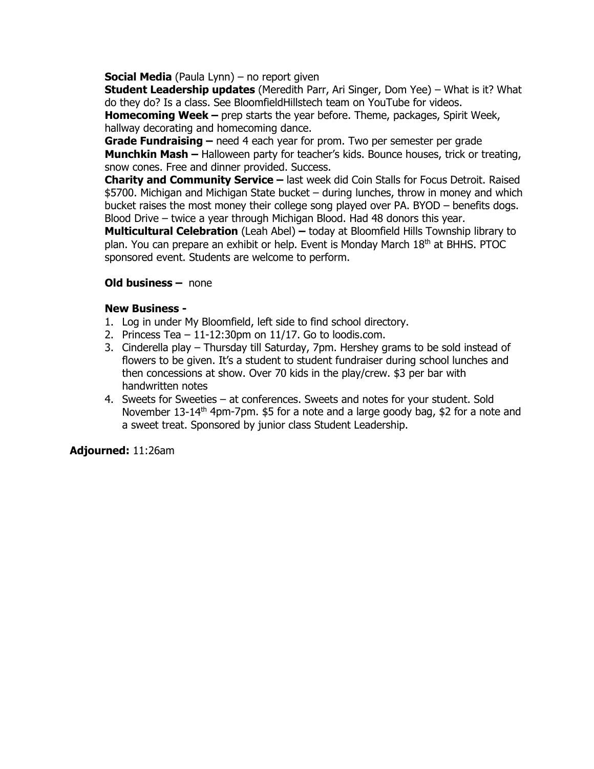**Social Media** (Paula Lynn) – no report given

**Student Leadership updates** (Meredith Parr, Ari Singer, Dom Yee) – What is it? What do they do? Is a class. See BloomfieldHillstech team on YouTube for videos.

**Homecoming Week –** prep starts the year before. Theme, packages, Spirit Week, hallway decorating and homecoming dance.

**Grade Fundraising –** need 4 each year for prom. Two per semester per grade

**Munchkin Mash –** Halloween party for teacher's kids. Bounce houses, trick or treating, snow cones. Free and dinner provided. Success.

**Charity and Community Service –** last week did Coin Stalls for Focus Detroit. Raised $5700. Michigan and Michigan State bucket – during lunches, throw in money and which bucket raises the most money their college song played over PA. BYOD – benefits dogs. Blood Drive – twice a year through Michigan Blood. Had 48 donors this year.

**Multicultural Celebration** (Leah Abel) **–** today at Bloomfield Hills Township library to plan. You can prepare an exhibit or help. Event is Monday March 18th at BHHS. PTOC sponsored event. Students are welcome to perform.

**Old business –** none

**New Business -**

1. Log in under My Bloomfield, left side to find school directory.
2. Princess Tea – 11-12:30pm on 11/17. Go to loodis.com.
3. Cinderella play – Thursday till Saturday, 7pm. Hershey grams to be sold instead of flowers to be given. It's a student to student fundraiser during school lunches and then concessions at show. Over 70 kids in the play/crew. $3 per bar with handwritten notes
4. Sweets for Sweeties – at conferences. Sweets and notes for your student. Sold November 13-14th 4pm-7pm. $5 for a note and a large goody bag, $2 for a note and a sweet treat. Sponsored by junior class Student Leadership.

**Adjourned:** 11:26am